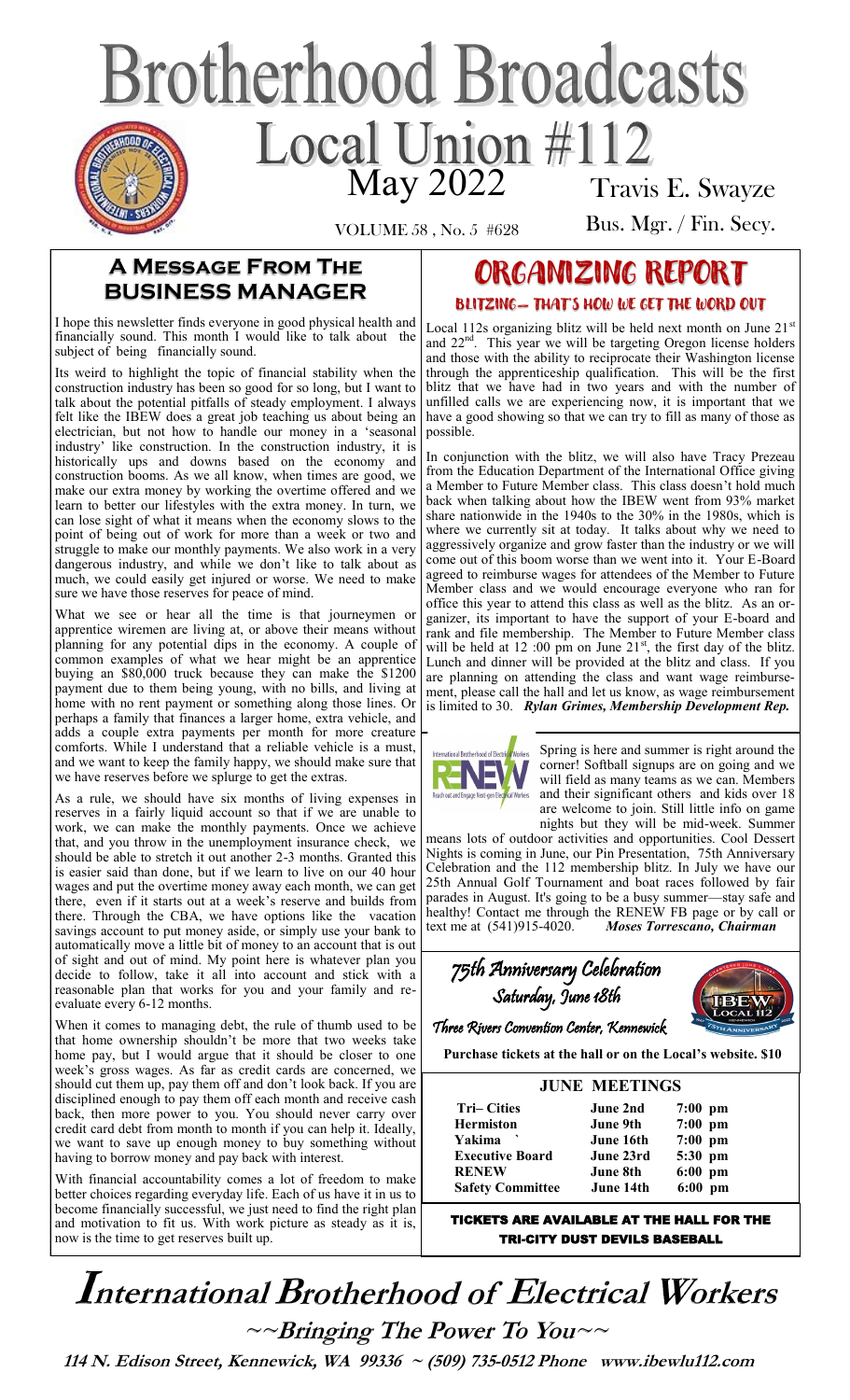# Brotherhood Broadcasts

## Local Union #112

May 2022

VOLUME 58 , No. 5 #628

Travis E. Swayze
Bus. Mgr. / Fin. Secy.

## A Message From The Business Manager

I hope this newsletter finds everyone in good physical health and financially sound. This month I would like to talk about the subject of being financially sound.

Its weird to highlight the topic of financial stability when the construction industry has been so good for so long, but I want to talk about the potential pitfalls of steady employment. I always felt like the IBEW does a great job teaching us about being an electrician, but not how to handle our money in a 'seasonal industry' like construction. In the construction industry, it is historically ups and downs based on the economy and construction booms. As we all know, when times are good, we make our extra money by working the overtime offered and we learn to better our lifestyles with the extra money. In turn, we can lose sight of what it means when the economy slows to the point of being out of work for more than a week or two and struggle to make our monthly payments. We also work in a very dangerous industry, and while we don't like to talk about as much, we could easily get injured or worse. We need to make sure we have those reserves for peace of mind.

What we see or hear all the time is that journeymen or apprentice wiremen are living at, or above their means without planning for any potential dips in the economy. A couple of common examples of what we hear might be an apprentice buying an $80,000 truck because they can make the $1200 payment due to them being young, with no bills, and living at home with no rent payment or something along those lines. Or perhaps a family that finances a larger home, extra vehicle, and adds a couple extra payments per month for more creature comforts. While I understand that a reliable vehicle is a must, and we want to keep the family happy, we should make sure that we have reserves before we splurge to get the extras.

As a rule, we should have six months of living expenses in reserves in a fairly liquid account so that if we are unable to work, we can make the monthly payments. Once we achieve that, and you throw in the unemployment insurance check, we should be able to stretch it out another 2-3 months. Granted this is easier said than done, but if we learn to live on our 40 hour wages and put the overtime money away each month, we can get there, even if it starts out at a week's reserve and builds from there. Through the CBA, we have options like the vacation savings account to put money aside, or simply use your bank to automatically move a little bit of money to an account that is out of sight and out of mind. My point here is whatever plan you decide to follow, take it all into account and stick with a reasonable plan that works for you and your family and re-evaluate every 6-12 months.

When it comes to managing debt, the rule of thumb used to be that home ownership shouldn't be more that two weeks take home pay, but I would argue that it should be closer to one week's gross wages. As far as credit cards are concerned, we should cut them up, pay them off and don't look back. If you are disciplined enough to pay them off each month and receive cash back, then more power to you. You should never carry over credit card debt from month to month if you can help it. Ideally, we want to save up enough money to buy something without having to borrow money and pay back with interest.

With financial accountability comes a lot of freedom to make better choices regarding everyday life. Each of us have it in us to become financially successful, we just need to find the right plan and motivation to fit us. With work picture as steady as it is, now is the time to get reserves built up.

## ORGANIZING REPORT

### BLITZING— THAT'S HOW WE GET THE WORD OUT

Local 112s organizing blitz will be held next month on June 21st and 22nd. This year we will be targeting Oregon license holders and those with the ability to reciprocate their Washington license through the apprenticeship qualification. This will be the first blitz that we have had in two years and with the number of unfilled calls we are experiencing now, it is important that we have a good showing so that we can try to fill as many of those as possible.

In conjunction with the blitz, we will also have Tracy Prezeau from the Education Department of the International Office giving a Member to Future Member class. This class doesn't hold much back when talking about how the IBEW went from 93% market share nationwide in the 1940s to the 30% in the 1980s, which is where we currently sit at today. It talks about why we need to aggressively organize and grow faster than the industry or we will come out of this boom worse than we went into it. Your E-Board agreed to reimburse wages for attendees of the Member to Future Member class and we would encourage everyone who ran for office this year to attend this class as well as the blitz. As an organizer, its important to have the support of your E-board and rank and file membership. The Member to Future Member class will be held at 12 :00 pm on June 21st, the first day of the blitz. Lunch and dinner will be provided at the blitz and class. If you are planning on attending the class and want wage reimbursement, please call the hall and let us know, as wage reimbursement is limited to 30. ***Rylan Grimes, Membership Development Rep.***

Spring is here and summer is right around the corner! Softball signups are on going and we will field as many teams as we can. Members and their significant others and kids over 18 are welcome to join. Still little info on game nights but they will be mid-week. Summer means lots of outdoor activities and opportunities. Cool Dessert Nights is coming in June, our Pin Presentation, 75th Anniversary Celebration and the 112 membership blitz. In July we have our 25th Annual Golf Tournament and boat races followed by fair parades in August. It's going to be a busy summer—stay safe and healthy! Contact me through the RENEW FB page or by call or text me at (541)915-4020. ***Moses Torrescano, Chairman***

## *75th Anniversary Celebration*
### *Saturday, June 18th*

*Three Rivers Convention Center, Kennewick*

**Purchase tickets at the hall or on the Local's website. $10**

### JUNE MEETINGS

| | | |
|---|---|---|
| **Tri– Cities** | **June 2nd** | **7:00 pm** |
| **Hermiston** | **June 9th** | **7:00 pm** |
| **Yakima** | **June 16th** | **7:00 pm** |
| **Executive Board** | **June 23rd** | **5:30 pm** |
| **RENEW** | **June 8th** | **6:00 pm** |
| **Safety Committee** | **June 14th** | **6:00 pm** |

**TICKETS ARE AVAILABLE AT THE HALL FOR THE TRI-CITY DUST DEVILS BASEBALL**

# International Brotherhood of Electrical Workers

**~~Bringing The Power To You~~**

**114 N. Edison Street, Kennewick, WA 99336 ~ (509) 735-0512 Phone www.ibewlu112.com**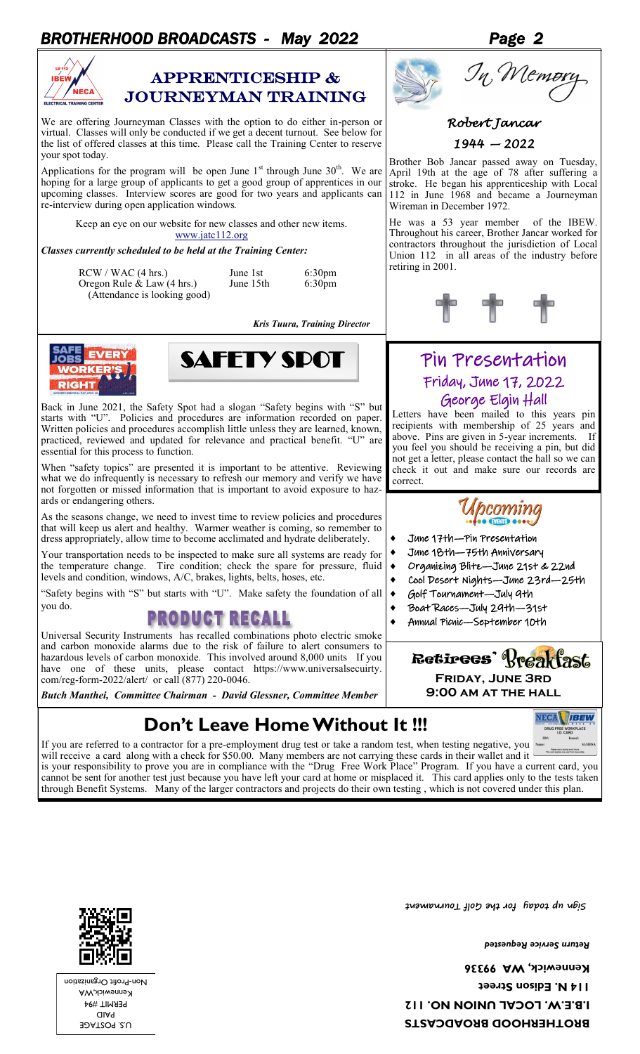## APPRENTICESHIP & JOURNEYMAN TRAINING

We are offering Journeyman Classes with the option to do either in-person or virtual. Classes will only be conducted if we get a decent turnout. See below for the list of offered classes at this time. Please call the Training Center to reserve your spot today.

Applications for the program will be open June 1st through June 30th. We are hoping for a large group of applicants to get a good group of apprentices in our upcoming classes. Interview scores are good for two years and applicants can re-interview during open application windows.

Keep an eye on our website for new classes and other new items.
www.jatc112.org

***Classes currently scheduled to be held at the Training Center:***

| | | |
|---|---|---|
| RCW / WAC (4 hrs.) | June 1st | 6:30pm |
| Oregon Rule & Law (4 hrs.) (Attendance is looking good) | June 15th | 6:30pm |

***Kris Tuura, Training Director***

## In Memory

***Robert Jancar***

***1944 — 2022***

Brother Bob Jancar passed away on Tuesday, April 19th at the age of 78 after suffering a stroke. He began his apprenticeship with Local 112 in June 1968 and became a Journeyman Wireman in December 1972.

He was a 53 year member of the IBEW. Throughout his career, Brother Jancar worked for contractors throughout the jurisdiction of Local Union 112 in all areas of the industry before retiring in 2001.

## SAFETY SPOT

Back in June 2021, the Safety Spot had a slogan "Safety begins with "S" but starts with "U". Policies and procedures are information recorded on paper. Written policies and procedures accomplish little unless they are learned, known, practiced, reviewed and updated for relevance and practical benefit. "U" are essential for this process to function.

When "safety topics" are presented it is important to be attentive. Reviewing what we do infrequently is necessary to refresh our memory and verify we have not forgotten or missed information that is important to avoid exposure to hazards or endangering others.

As the seasons change, we need to invest time to review policies and procedures that will keep us alert and healthy. Warmer weather is coming, so remember to dress appropriately, allow time to become acclimated and hydrate deliberately.

Your transportation needs to be inspected to make sure all systems are ready for the temperature change. Tire condition; check the spare for pressure, fluid levels and condition, windows, A/C, brakes, lights, belts, hoses, etc.

"Safety begins with "S" but starts with "U". Make safety the foundation of all you do.

### PRODUCT RECALL

Universal Security Instruments has recalled combinations photo electric smoke and carbon monoxide alarms due to the risk of failure to alert consumers to hazardous levels of carbon monoxide. This involved around 8,000 units If you have one of these units, please contact https://www.universalsecuirty.com/reg-form-2022/alert/ or call (877) 220-0046.

***Butch Manthei, Committee Chairman - David Glessner, Committee Member***

## Pin Presentation

### Friday, June 17, 2022

### George Elgin Hall

Letters have been mailed to this years pin recipients with membership of 25 years and above. Pins are given in 5-year increments. If you feel you should be receiving a pin, but did not get a letter, please contact the hall so we can check it out and make sure our records are correct.

## Upcoming

- June 17th—Pin Presentation
- June 18th—75th Anniversary
- Organizing Blitz—June 21st & 22nd
- Cool Desert Nights—June 23rd—25th
- Golf Tournament—July 9th
- Boat Races—July 29th—31st
- Annual Picnic—September 10th

## Retirees' Breakfast

**Friday, June 3rd**
**9:00 AM at the Hall**

## Don't Leave Home Without It !!!

If you are referred to a contractor for a pre-employment drug test or take a random test, when testing negative, you will receive a card along with a check for $50.00. Many members are not carrying these cards in their wallet and it is your responsibility to prove you are in compliance with the "Drug Free Work Place" Program. If you have a current card, you cannot be sent for another test just because you have left your card at home or misplaced it. This card applies only to the tests taken through Benefit Systems. Many of the larger contractors and projects do their own testing , which is not covered under this plan.

**BROTHERHOOD BROADCASTS**
**I.B.E.W. LOCAL UNION NO. 112**
**114 N. Edison Street**
**Kennewick, WA 99336**

***Return Service Requested***

*Sign up today for the Golf Tournament*

U.S. POSTAGE
PAID
PERMIT #94
Kennewick,WA
Non-Profit Organization